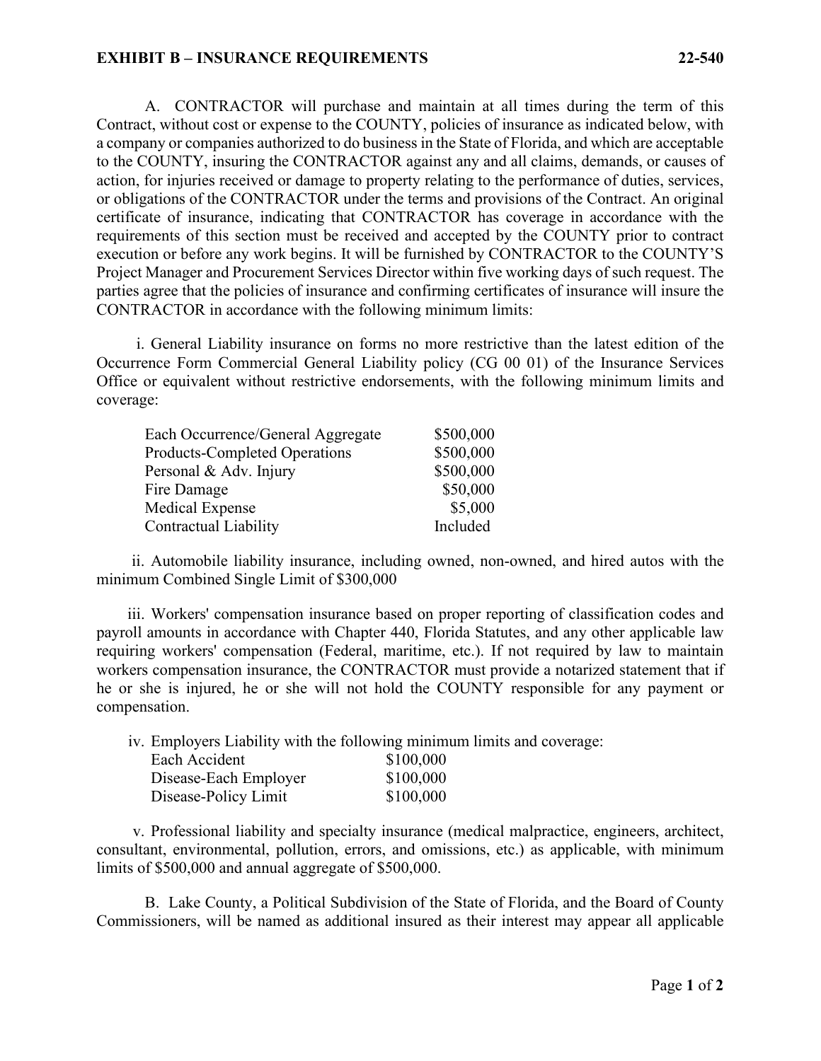## EXHIBIT B – INSURANCE REQUIREMENTS 22-540

A. CONTRACTOR will purchase and maintain at all times during the term of this Contract, without cost or expense to the COUNTY, policies of insurance as indicated below, with a company or companies authorized to do business in the State of Florida, and which are acceptable to the COUNTY, insuring the CONTRACTOR against any and all claims, demands, or causes of action, for injuries received or damage to property relating to the performance of duties, services, or obligations of the CONTRACTOR under the terms and provisions of the Contract. An original certificate of insurance, indicating that CONTRACTOR has coverage in accordance with the requirements of this section must be received and accepted by the COUNTY prior to contract execution or before any work begins. It will be furnished by CONTRACTOR to the COUNTY'S Project Manager and Procurement Services Director within five working days of such request. The parties agree that the policies of insurance and confirming certificates of insurance will insure the CONTRACTOR in accordance with the following minimum limits:

i. General Liability insurance on forms no more restrictive than the latest edition of the Occurrence Form Commercial General Liability policy (CG 00 01) of the Insurance Services Office or equivalent without restrictive endorsements, with the following minimum limits and coverage:

| | |
|---|---|
| Each Occurrence/General Aggregate | $500,000 |
| Products-Completed Operations | $500,000 |
| Personal & Adv. Injury | $500,000 |
| Fire Damage | $50,000 |
| Medical Expense | $5,000 |
| Contractual Liability | Included |

ii. Automobile liability insurance, including owned, non-owned, and hired autos with the minimum Combined Single Limit of $300,000

iii. Workers' compensation insurance based on proper reporting of classification codes and payroll amounts in accordance with Chapter 440, Florida Statutes, and any other applicable law requiring workers' compensation (Federal, maritime, etc.). If not required by law to maintain workers compensation insurance, the CONTRACTOR must provide a notarized statement that if he or she is injured, he or she will not hold the COUNTY responsible for any payment or compensation.

iv. Employers Liability with the following minimum limits and coverage:

| | |
|---|---|
| Each Accident | $100,000 |
| Disease-Each Employer | $100,000 |
| Disease-Policy Limit | $100,000 |

v. Professional liability and specialty insurance (medical malpractice, engineers, architect, consultant, environmental, pollution, errors, and omissions, etc.) as applicable, with minimum limits of $500,000 and annual aggregate of $500,000.

B. Lake County, a Political Subdivision of the State of Florida, and the Board of County Commissioners, will be named as additional insured as their interest may appear all applicable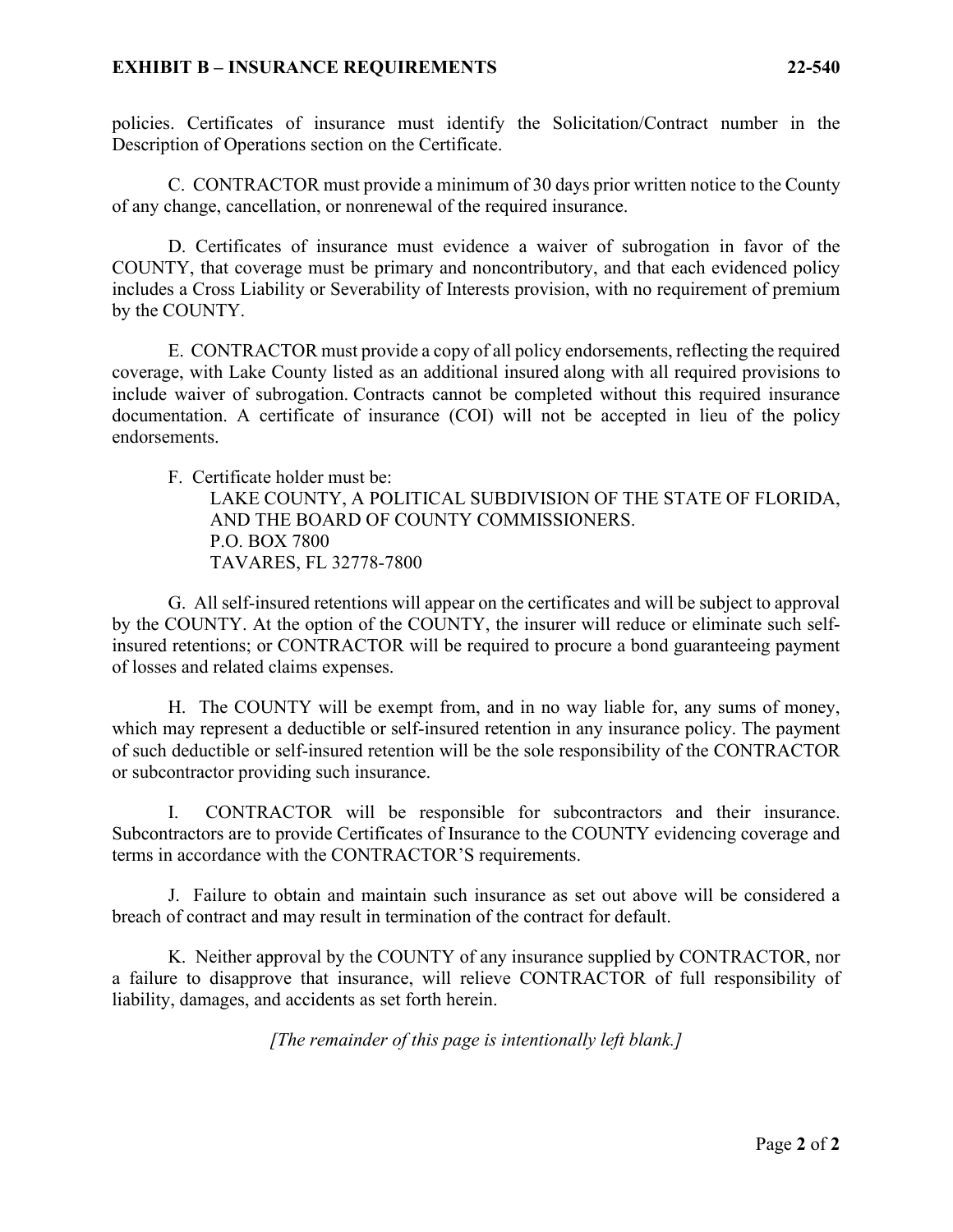policies. Certificates of insurance must identify the Solicitation/Contract number in the Description of Operations section on the Certificate.

C. CONTRACTOR must provide a minimum of 30 days prior written notice to the County of any change, cancellation, or nonrenewal of the required insurance.

D. Certificates of insurance must evidence a waiver of subrogation in favor of the COUNTY, that coverage must be primary and noncontributory, and that each evidenced policy includes a Cross Liability or Severability of Interests provision, with no requirement of premium by the COUNTY.

E. CONTRACTOR must provide a copy of all policy endorsements, reflecting the required coverage, with Lake County listed as an additional insured along with all required provisions to include waiver of subrogation. Contracts cannot be completed without this required insurance documentation. A certificate of insurance (COI) will not be accepted in lieu of the policy endorsements.

F. Certificate holder must be:

LAKE COUNTY, A POLITICAL SUBDIVISION OF THE STATE OF FLORIDA, AND THE BOARD OF COUNTY COMMISSIONERS.
P.O. BOX 7800
TAVARES, FL 32778-7800

G. All self-insured retentions will appear on the certificates and will be subject to approval by the COUNTY. At the option of the COUNTY, the insurer will reduce or eliminate such self-insured retentions; or CONTRACTOR will be required to procure a bond guaranteeing payment of losses and related claims expenses.

H. The COUNTY will be exempt from, and in no way liable for, any sums of money, which may represent a deductible or self-insured retention in any insurance policy. The payment of such deductible or self-insured retention will be the sole responsibility of the CONTRACTOR or subcontractor providing such insurance.

I. CONTRACTOR will be responsible for subcontractors and their insurance. Subcontractors are to provide Certificates of Insurance to the COUNTY evidencing coverage and terms in accordance with the CONTRACTOR'S requirements.

J. Failure to obtain and maintain such insurance as set out above will be considered a breach of contract and may result in termination of the contract for default.

K. Neither approval by the COUNTY of any insurance supplied by CONTRACTOR, nor a failure to disapprove that insurance, will relieve CONTRACTOR of full responsibility of liability, damages, and accidents as set forth herein.

*[The remainder of this page is intentionally left blank.]*